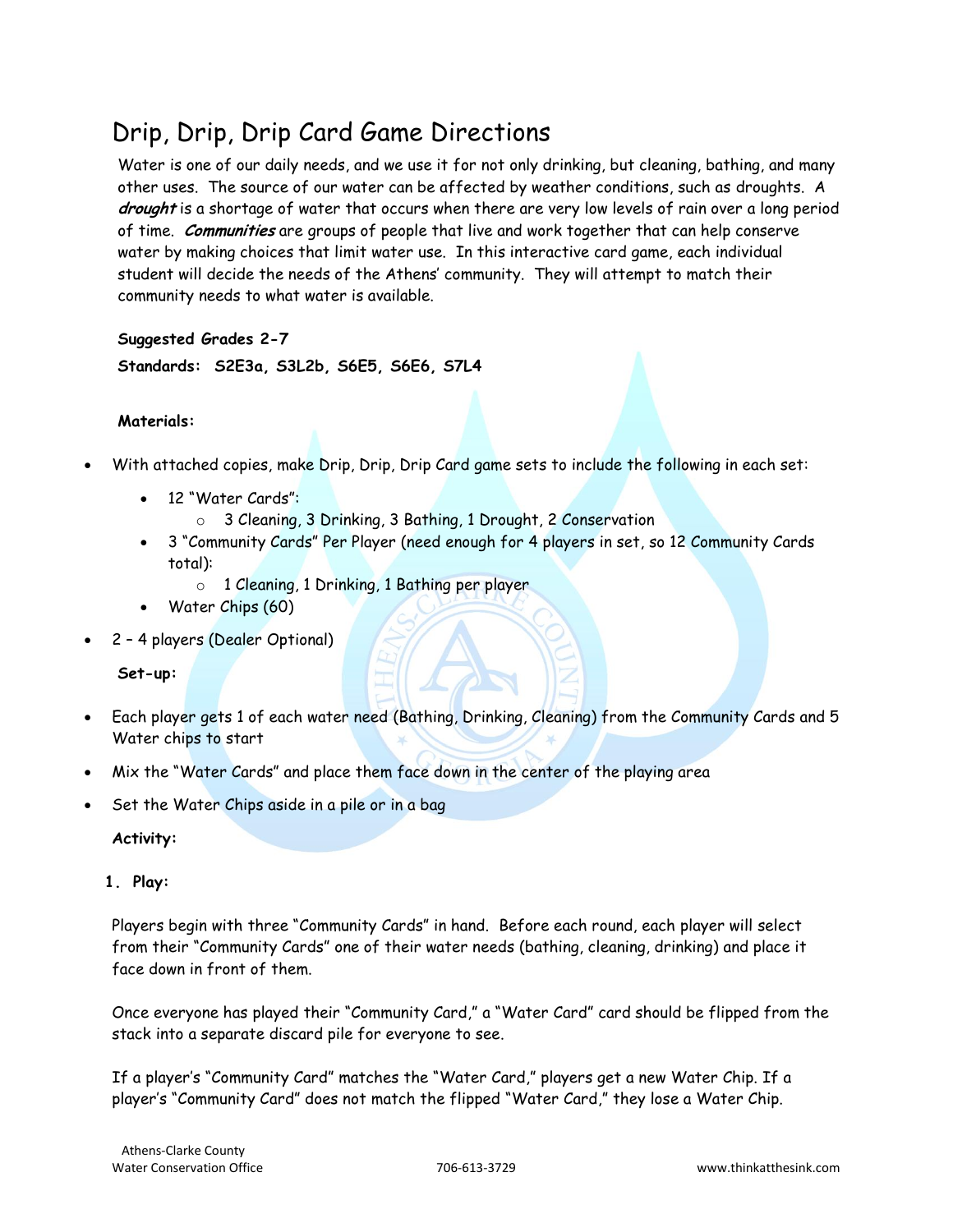# Drip, Drip, Drip Card Game Directions

Water is one of our daily needs, and we use it for not only drinking, but cleaning, bathing, and many other uses. The source of our water can be affected by weather conditions, such as droughts. A ***drought*** is a shortage of water that occurs when there are very low levels of rain over a long period of time. ***Communities*** are groups of people that live and work together that can help conserve water by making choices that limit water use. In this interactive card game, each individual student will decide the needs of the Athens' community. They will attempt to match their community needs to what water is available.

**Suggested Grades 2-7**

**Standards: S2E3a, S3L2b, S6E5, S6E6, S7L4**

**Materials:**

- With attached copies, make Drip, Drip, Drip Card game sets to include the following in each set:
  - 12 "Water Cards":
    - 3 Cleaning, 3 Drinking, 3 Bathing, 1 Drought, 2 Conservation
  - 3 "Community Cards" Per Player (need enough for 4 players in set, so 12 Community Cards total):
    - 1 Cleaning, 1 Drinking, 1 Bathing per player
  - Water Chips (60)
- 2 – 4 players (Dealer Optional)

**Set-up:**

- Each player gets 1 of each water need (Bathing, Drinking, Cleaning) from the Community Cards and 5 Water chips to start
- Mix the "Water Cards" and place them face down in the center of the playing area
- Set the Water Chips aside in a pile or in a bag

**Activity:**

1. **Play:**

Players begin with three "Community Cards" in hand. Before each round, each player will select from their "Community Cards" one of their water needs (bathing, cleaning, drinking) and place it face down in front of them.

Once everyone has played their "Community Card," a "Water Card" card should be flipped from the stack into a separate discard pile for everyone to see.

If a player's "Community Card" matches the "Water Card," players get a new Water Chip. If a player's "Community Card" does not match the flipped "Water Card," they lose a Water Chip.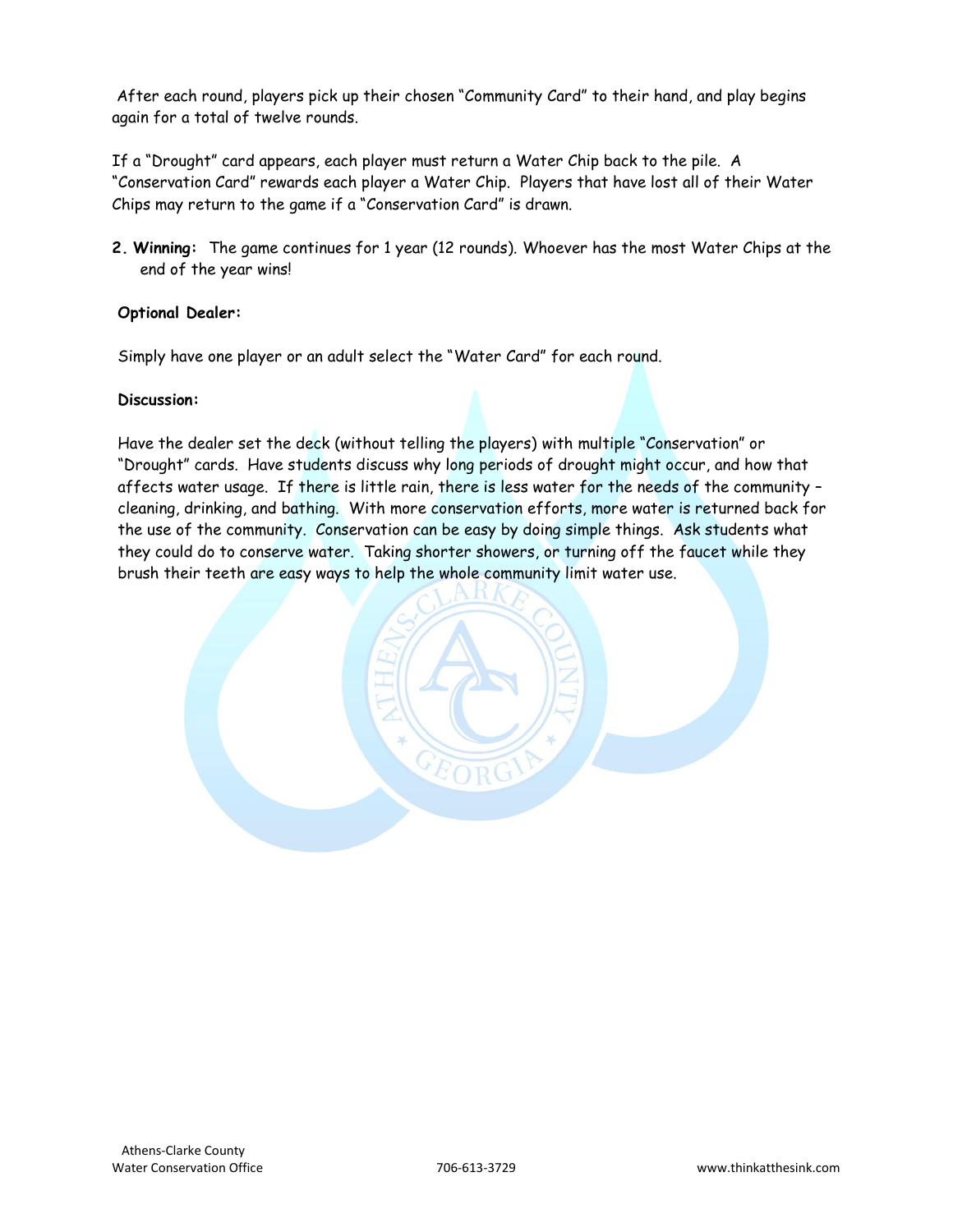After each round, players pick up their chosen "Community Card" to their hand, and play begins again for a total of twelve rounds.

If a "Drought" card appears, each player must return a Water Chip back to the pile. A "Conservation Card" rewards each player a Water Chip. Players that have lost all of their Water Chips may return to the game if a "Conservation Card" is drawn.

2. **Winning:** The game continues for 1 year (12 rounds). Whoever has the most Water Chips at the end of the year wins!

**Optional Dealer:**

Simply have one player or an adult select the "Water Card" for each round.

**Discussion:**

Have the dealer set the deck (without telling the players) with multiple "Conservation" or "Drought" cards. Have students discuss why long periods of drought might occur, and how that affects water usage. If there is little rain, there is less water for the needs of the community – cleaning, drinking, and bathing. With more conservation efforts, more water is returned back for the use of the community. Conservation can be easy by doing simple things. Ask students what they could do to conserve water. Taking shorter showers, or turning off the faucet while they brush their teeth are easy ways to help the whole community limit water use.